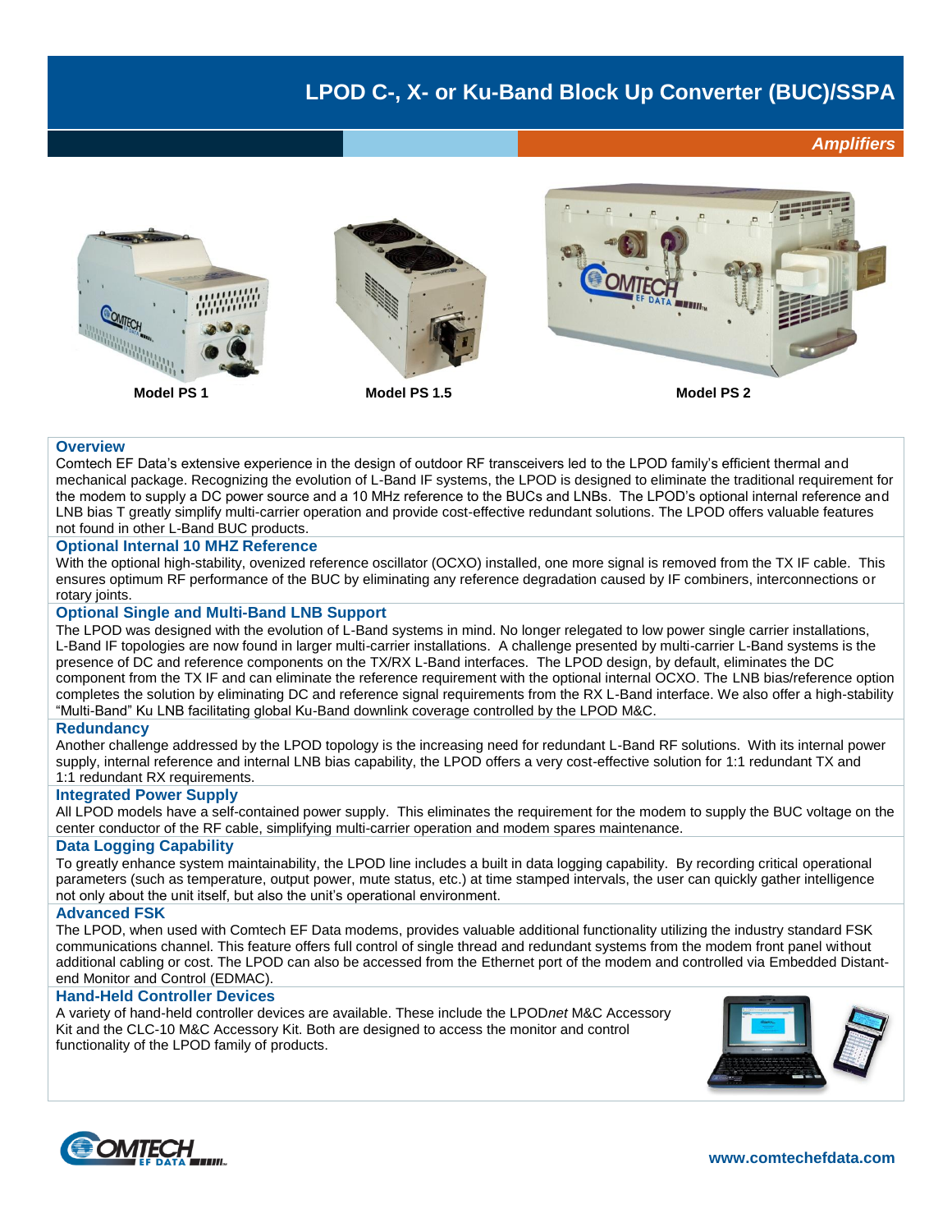# LPOD C-, X- or Ku-Band Block Up Converter (BUC)/SSPA

*Amplifiers*

**Model PS 1** **Model PS 1.5** **Model PS 2**

## Overview

Comtech EF Data's extensive experience in the design of outdoor RF transceivers led to the LPOD family's efficient thermal and mechanical package. Recognizing the evolution of L-Band IF systems, the LPOD is designed to eliminate the traditional requirement for the modem to supply a DC power source and a 10 MHz reference to the BUCs and LNBs. The LPOD's optional internal reference and LNB bias T greatly simplify multi-carrier operation and provide cost-effective redundant solutions. The LPOD offers valuable features not found in other L-Band BUC products.

## Optional Internal 10 MHZ Reference

With the optional high-stability, ovenized reference oscillator (OCXO) installed, one more signal is removed from the TX IF cable. This ensures optimum RF performance of the BUC by eliminating any reference degradation caused by IF combiners, interconnections or rotary joints.

## Optional Single and Multi-Band LNB Support

The LPOD was designed with the evolution of L-Band systems in mind. No longer relegated to low power single carrier installations, L-Band IF topologies are now found in larger multi-carrier installations. A challenge presented by multi-carrier L-Band systems is the presence of DC and reference components on the TX/RX L-Band interfaces. The LPOD design, by default, eliminates the DC component from the TX IF and can eliminate the reference requirement with the optional internal OCXO. The LNB bias/reference option completes the solution by eliminating DC and reference signal requirements from the RX L-Band interface. We also offer a high-stability "Multi-Band" Ku LNB facilitating global Ku-Band downlink coverage controlled by the LPOD M&C.

## Redundancy

Another challenge addressed by the LPOD topology is the increasing need for redundant L-Band RF solutions. With its internal power supply, internal reference and internal LNB bias capability, the LPOD offers a very cost-effective solution for 1:1 redundant TX and 1:1 redundant RX requirements.

## Integrated Power Supply

All LPOD models have a self-contained power supply. This eliminates the requirement for the modem to supply the BUC voltage on the center conductor of the RF cable, simplifying multi-carrier operation and modem spares maintenance.

## Data Logging Capability

To greatly enhance system maintainability, the LPOD line includes a built in data logging capability. By recording critical operational parameters (such as temperature, output power, mute status, etc.) at time stamped intervals, the user can quickly gather intelligence not only about the unit itself, but also the unit's operational environment.

## Advanced FSK

The LPOD, when used with Comtech EF Data modems, provides valuable additional functionality utilizing the industry standard FSK communications channel. This feature offers full control of single thread and redundant systems from the modem front panel without additional cabling or cost. The LPOD can also be accessed from the Ethernet port of the modem and controlled via Embedded Distant-end Monitor and Control (EDMAC).

## Hand-Held Controller Devices

A variety of hand-held controller devices are available. These include the LPOD*net* M&C Accessory Kit and the CLC-10 M&C Accessory Kit. Both are designed to access the monitor and control functionality of the LPOD family of products.

www.comtechefdata.com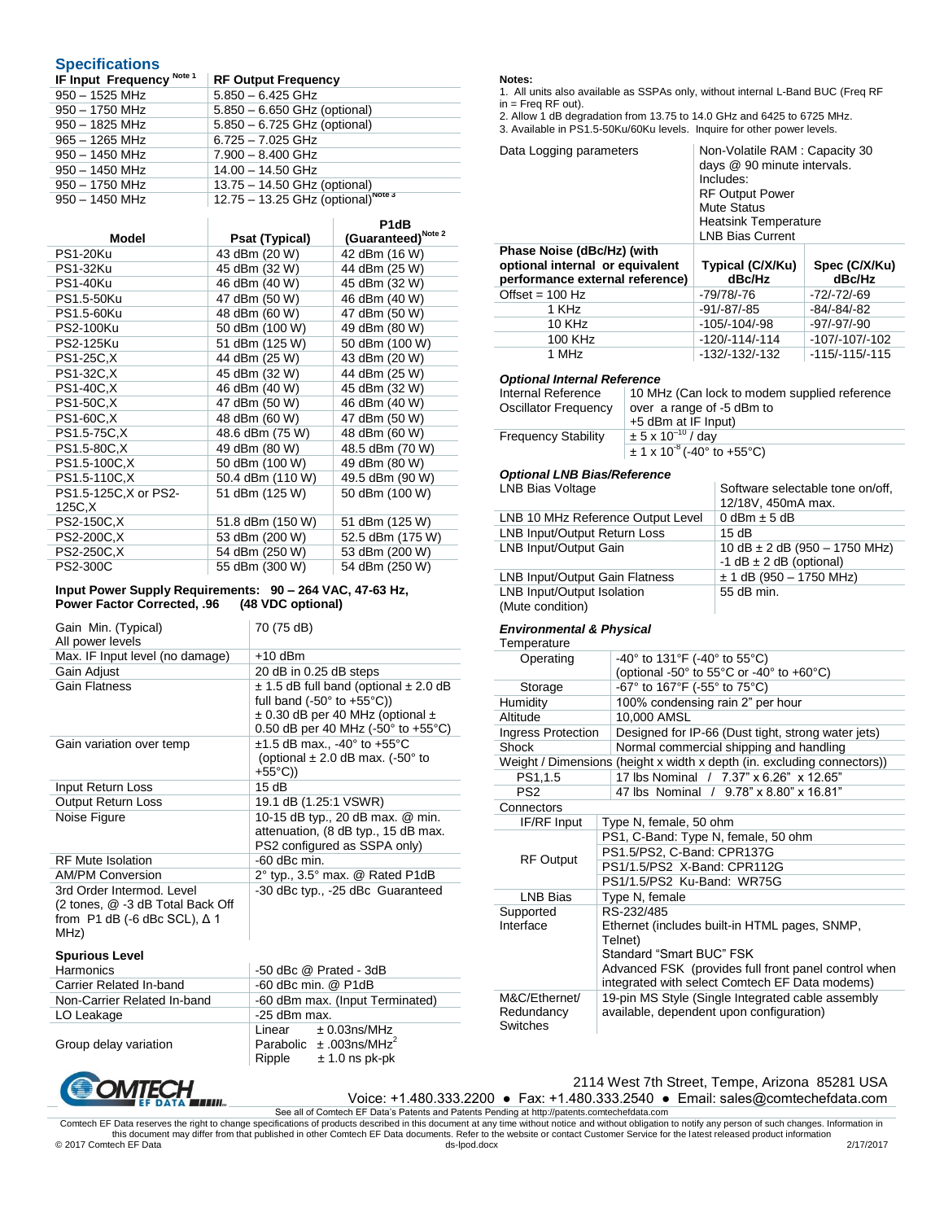## Specifications

| IF Input Frequency [Note 1] | RF Output Frequency |
|---|---|
| 950 – 1525 MHz | 5.850 – 6.425 GHz |
| 950 – 1750 MHz | 5.850 – 6.650 GHz (optional) |
| 950 – 1825 MHz | 5.850 – 6.725 GHz (optional) |
| 965 – 1265 MHz | 6.725 – 7.025 GHz |
| 950 – 1450 MHz | 7.900 – 8.400 GHz |
| 950 – 1450 MHz | 14.00 – 14.50 GHz |
| 950 – 1750 MHz | 13.75 – 14.50 GHz (optional) |
| 950 – 1450 MHz | 12.75 – 13.25 GHz (optional) [Note 3] |

| Model | Psat (Typical) | P1dB (Guaranteed) [Note 2] |
|---|---|---|
| PS1-20Ku | 43 dBm (20 W) | 42 dBm (16 W) |
| PS1-32Ku | 45 dBm (32 W) | 44 dBm (25 W) |
| PS1-40Ku | 46 dBm (40 W) | 45 dBm (32 W) |
| PS1.5-50Ku | 47 dBm (50 W) | 46 dBm (40 W) |
| PS1.5-60Ku | 48 dBm (60 W) | 47 dBm (50 W) |
| PS2-100Ku | 50 dBm (100 W) | 49 dBm (80 W) |
| PS2-125Ku | 51 dBm (125 W) | 50 dBm (100 W) |
| PS1-25C,X | 44 dBm (25 W) | 43 dBm (20 W) |
| PS1-32C,X | 45 dBm (32 W) | 44 dBm (25 W) |
| PS1-40C,X | 46 dBm (40 W) | 45 dBm (32 W) |
| PS1-50C,X | 47 dBm (50 W) | 46 dBm (40 W) |
| PS1-60C,X | 48 dBm (60 W) | 47 dBm (50 W) |
| PS1.5-75C,X | 48.6 dBm (75 W) | 48 dBm (60 W) |
| PS1.5-80C,X | 49 dBm (80 W) | 48.5 dBm (70 W) |
| PS1.5-100C,X | 50 dBm (100 W) | 49 dBm (80 W) |
| PS1.5-110C,X | 50.4 dBm (110 W) | 49.5 dBm (90 W) |
| PS1.5-125C,X or PS2-125C,X | 51 dBm (125 W) | 50 dBm (100 W) |
| PS2-150C,X | 51.8 dBm (150 W) | 51 dBm (125 W) |
| PS2-200C,X | 53 dBm (200 W) | 52.5 dBm (175 W) |
| PS2-250C,X | 54 dBm (250 W) | 53 dBm (200 W) |
| PS2-300C | 55 dBm (300 W) | 54 dBm (250 W) |

**Input Power Supply Requirements: 90 – 264 VAC, 47-63 Hz, Power Factor Corrected, .96 (48 VDC optional)**

| | |
|---|---|
| Gain Min. (Typical) All power levels | 70 (75 dB) |
| Max. IF Input level (no damage) | +10 dBm |
| Gain Adjust | 20 dB in 0.25 dB steps |
| Gain Flatness | ± 1.5 dB full band (optional ± 2.0 dB full band (-50° to +55°C)) ± 0.30 dB per 40 MHz (optional ± 0.50 dB per 40 MHz (-50° to +55°C) |
| Gain variation over temp | ±1.5 dB max., -40° to +55°C (optional ± 2.0 dB max. (-50° to +55°C)) |
| Input Return Loss | 15 dB |
| Output Return Loss | 19.1 dB (1.25:1 VSWR) |
| Noise Figure | 10-15 dB typ., 20 dB max. @ min. attenuation, (8 dB typ., 15 dB max. PS2 configured as SSPA only) |
| RF Mute Isolation | -60 dBc min. |
| AM/PM Conversion | 2° typ., 3.5° max. @ Rated P1dB |
| 3rd Order Intermod. Level (2 tones, @ -3 dB Total Back Off from P1 dB (-6 dBc SCL), Δ 1 MHz) | -30 dBc typ., -25 dBc Guaranteed |

**Spurious Level**

| | |
|---|---|
| Harmonics | -50 dBc @ Prated - 3dB |
| Carrier Related In-band | -60 dBc min. @ P1dB |
| Non-Carrier Related In-band | -60 dBm max. (Input Terminated) |
| LO Leakage | -25 dBm max. |
| Group delay variation | Linear ± 0.03ns/MHz<br>Parabolic ± .003ns/MHz$^2$<br>Ripple ± 1.0 ns pk-pk |

**Notes:**
1. All units also available as SSPAs only, without internal L-Band BUC (Freq RF in = Freq RF out).
2. Allow 1 dB degradation from 13.75 to 14.0 GHz and 6425 to 6725 MHz.
3. Available in PS1.5-50Ku/60Ku levels. Inquire for other power levels.

| | |
|---|---|
| Data Logging parameters | Non-Volatile RAM : Capacity 30 days @ 90 minute intervals. Includes: RF Output Power, Mute Status, Heatsink Temperature, LNB Bias Current |

| Phase Noise (dBc/Hz) (with optional internal or equivalent performance external reference) | Typical (C/X/Ku) dBc/Hz | Spec (C/X/Ku) dBc/Hz |
|---|---|---|
| Offset = 100 Hz | -79/78/-76 | -72/-72/-69 |
| 1 KHz | -91/-87/-85 | -84/-84/-82 |
| 10 KHz | -105/-104/-98 | -97/-97/-90 |
| 100 KHz | -120/-114/-114 | -107/-107/-102 |
| 1 MHz | -132/-132/-132 | -115/-115/-115 |

***Optional Internal Reference***

| | |
|---|---|
| Internal Reference Oscillator Frequency | 10 MHz (Can lock to modem supplied reference over a range of -5 dBm to +5 dBm at IF Input) |
| Frequency Stability | $\pm 5 \times 10^{-10}$ / day<br>$\pm 1 \times 10^{-8}$ (-40° to +55°C) |

***Optional LNB Bias/Reference***

| | |
|---|---|
| LNB Bias Voltage | Software selectable tone on/off, 12/18V, 450mA max. |
| LNB 10 MHz Reference Output Level | 0 dBm ± 5 dB |
| LNB Input/Output Return Loss | 15 dB |
| LNB Input/Output Gain | 10 dB ± 2 dB (950 – 1750 MHz)<br>-1 dB ± 2 dB (optional) |
| LNB Input/Output Gain Flatness | ± 1 dB (950 – 1750 MHz) |
| LNB Input/Output Isolation (Mute condition) | 55 dB min. |

***Environmental & Physical***

| | |
|---|---|
| **Temperature** | |
| Operating | -40° to 131°F (-40° to 55°C) (optional -50° to 55°C or -40° to +60°C) |
| Storage | -67° to 167°F (-55° to 75°C) |
| Humidity | 100% condensing rain 2" per hour |
| Altitude | 10,000 AMSL |
| Ingress Protection | Designed for IP-66 (Dust tight, strong water jets) |
| Shock | Normal commercial shipping and handling |
| **Weight / Dimensions (height x width x depth (in. excluding connectors))** | |
| PS1,1.5 | 17 lbs Nominal / 7.37" x 6.26" x 12.65" |
| PS2 | 47 lbs Nominal / 9.78" x 8.80" x 16.81" |
| **Connectors** | |
| IF/RF Input | Type N, female, 50 ohm |
| RF Output | PS1, C-Band: Type N, female, 50 ohm<br>PS1.5/PS2, C-Band: CPR137G<br>PS1/1.5/PS2 X-Band: CPR112G<br>PS1/1.5/PS2 Ku-Band: WR75G |
| LNB Bias | Type N, female |
| Supported Interface | RS-232/485<br>Ethernet (includes built-in HTML pages, SNMP, Telnet)<br>Standard "Smart BUC" FSK<br>Advanced FSK (provides full front panel control when integrated with select Comtech EF Data modems) |
| M&C/Ethernet/ Redundancy Switches | 19-pin MS Style (Single Integrated cable assembly available, dependent upon configuration) |

COMTECH EF DATA

2114 West 7th Street, Tempe, Arizona 85281 USA
Voice: +1.480.333.2200 ● Fax: +1.480.333.2540 ● Email: sales@comtechefdata.com

See all of Comtech EF Data's Patents and Patents Pending at http://patents.comtechefdata.com

Comtech EF Data reserves the right to change specifications of products described in this document at any time without notice and without obligation to notify any person of such changes. Information in this document may differ from that published in other Comtech EF Data documents. Refer to the website or contact Customer Service for the latest released product information

© 2017 Comtech EF Data ds-lpod.docx 2/17/2017